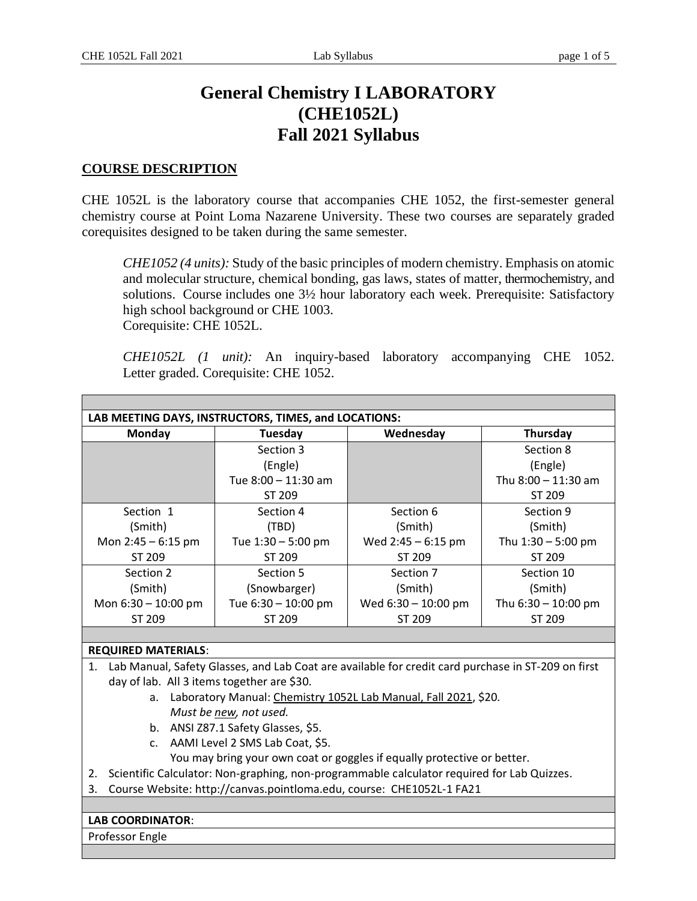# General Chemistry I LABORATORY (CHE1052L) Fall 2021 Syllabus

## COURSE DESCRIPTION

CHE 1052L is the laboratory course that accompanies CHE 1052, the first-semester general chemistry course at Point Loma Nazarene University. These two courses are separately graded corequisites designed to be taken during the same semester.

> *CHE1052 (4 units):* Study of the basic principles of modern chemistry. Emphasis on atomic and molecular structure, chemical bonding, gas laws, states of matter, thermochemistry, and solutions. Course includes one 3½ hour laboratory each week. Prerequisite: Satisfactory high school background or CHE 1003.
> Corequisite: CHE 1052L.

> *CHE1052L (1 unit):* An inquiry-based laboratory accompanying CHE 1052. Letter graded. Corequisite: CHE 1052.

**LAB MEETING DAYS, INSTRUCTORS, TIMES, and LOCATIONS:**

| Monday | Tuesday | Wednesday | Thursday |
|---|---|---|---|
| | Section 3<br>(Engle)<br>Tue 8:00 – 11:30 am<br>ST 209 | | Section 8<br>(Engle)<br>Thu 8:00 – 11:30 am<br>ST 209 |
| Section 1<br>(Smith)<br>Mon 2:45 – 6:15 pm<br>ST 209 | Section 4<br>(TBD)<br>Tue 1:30 – 5:00 pm<br>ST 209 | Section 6<br>(Smith)<br>Wed 2:45 – 6:15 pm<br>ST 209 | Section 9<br>(Smith)<br>Thu 1:30 – 5:00 pm<br>ST 209 |
| Section 2<br>(Smith)<br>Mon 6:30 – 10:00 pm<br>ST 209 | Section 5<br>(Snowbarger)<br>Tue 6:30 – 10:00 pm<br>ST 209 | Section 7<br>(Smith)<br>Wed 6:30 – 10:00 pm<br>ST 209 | Section 10<br>(Smith)<br>Thu 6:30 – 10:00 pm<br>ST 209 |

**REQUIRED MATERIALS**:

1. Lab Manual, Safety Glasses, and Lab Coat are available for credit card purchase in ST-209 on first day of lab. All 3 items together are $30.
   a. Laboratory Manual: <u>Chemistry 1052L Lab Manual, Fall 2021</u>, $20.
      *Must be <u>new</u>, not used.*
   b. ANSI Z87.1 Safety Glasses, $5.
   c. AAMI Level 2 SMS Lab Coat, $5.
      You may bring your own coat or goggles if equally protective or better.
2. Scientific Calculator: Non-graphing, non-programmable calculator required for Lab Quizzes.
3. Course Website: http://canvas.pointloma.edu, course: CHE1052L-1 FA21

**LAB COORDINATOR**:

Professor Engle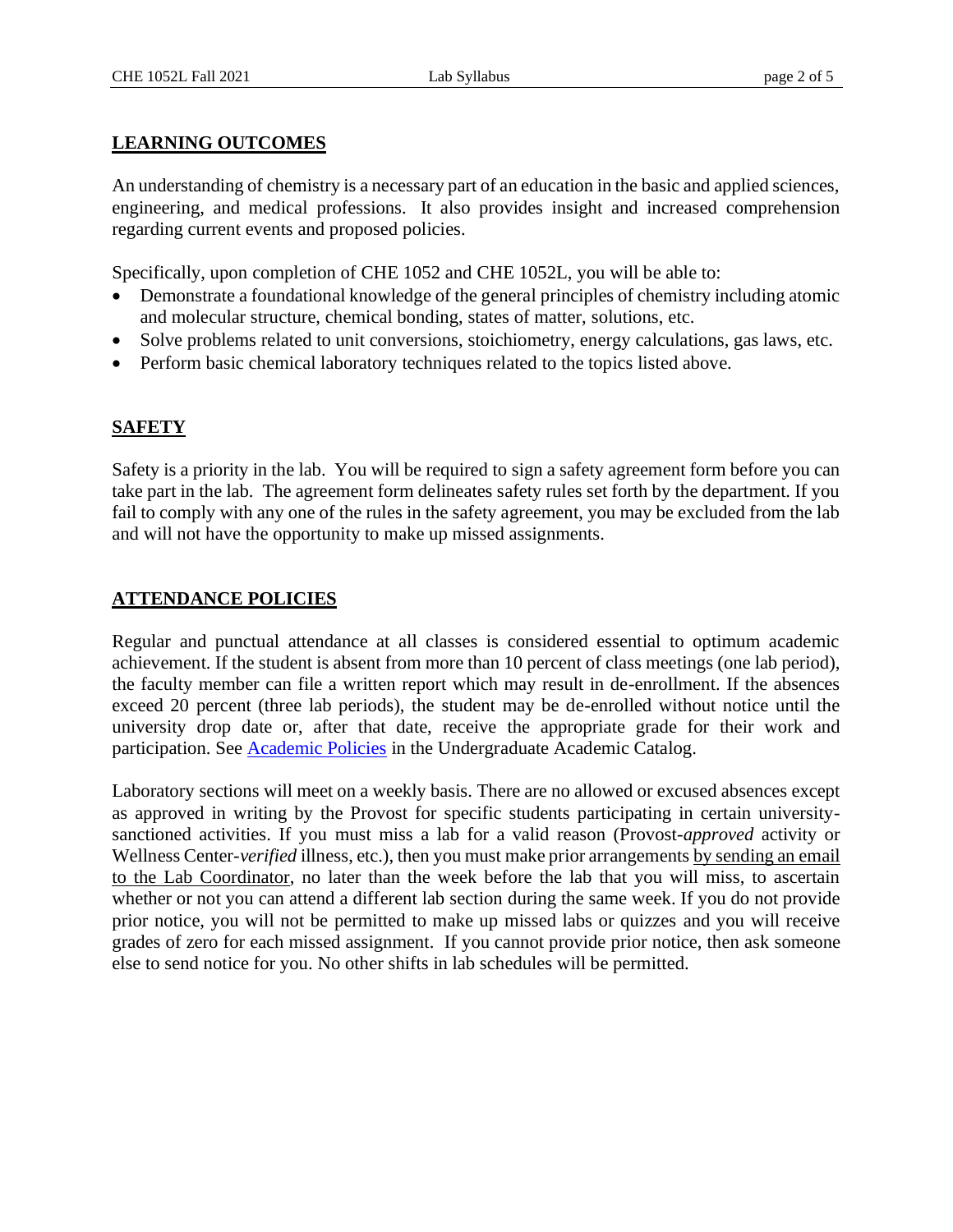## LEARNING OUTCOMES

An understanding of chemistry is a necessary part of an education in the basic and applied sciences, engineering, and medical professions. It also provides insight and increased comprehension regarding current events and proposed policies.

Specifically, upon completion of CHE 1052 and CHE 1052L, you will be able to:

- Demonstrate a foundational knowledge of the general principles of chemistry including atomic and molecular structure, chemical bonding, states of matter, solutions, etc.
- Solve problems related to unit conversions, stoichiometry, energy calculations, gas laws, etc.
- Perform basic chemical laboratory techniques related to the topics listed above.

## SAFETY

Safety is a priority in the lab. You will be required to sign a safety agreement form before you can take part in the lab. The agreement form delineates safety rules set forth by the department. If you fail to comply with any one of the rules in the safety agreement, you may be excluded from the lab and will not have the opportunity to make up missed assignments.

## ATTENDANCE POLICIES

Regular and punctual attendance at all classes is considered essential to optimum academic achievement. If the student is absent from more than 10 percent of class meetings (one lab period), the faculty member can file a written report which may result in de-enrollment. If the absences exceed 20 percent (three lab periods), the student may be de-enrolled without notice until the university drop date or, after that date, receive the appropriate grade for their work and participation. See Academic Policies in the Undergraduate Academic Catalog.

Laboratory sections will meet on a weekly basis. There are no allowed or excused absences except as approved in writing by the Provost for specific students participating in certain university-sanctioned activities. If you must miss a lab for a valid reason (Provost-*approved* activity or Wellness Center-*verified* illness, etc.), then you must make prior arrangements by sending an email to the Lab Coordinator, no later than the week before the lab that you will miss, to ascertain whether or not you can attend a different lab section during the same week. If you do not provide prior notice, you will not be permitted to make up missed labs or quizzes and you will receive grades of zero for each missed assignment. If you cannot provide prior notice, then ask someone else to send notice for you. No other shifts in lab schedules will be permitted.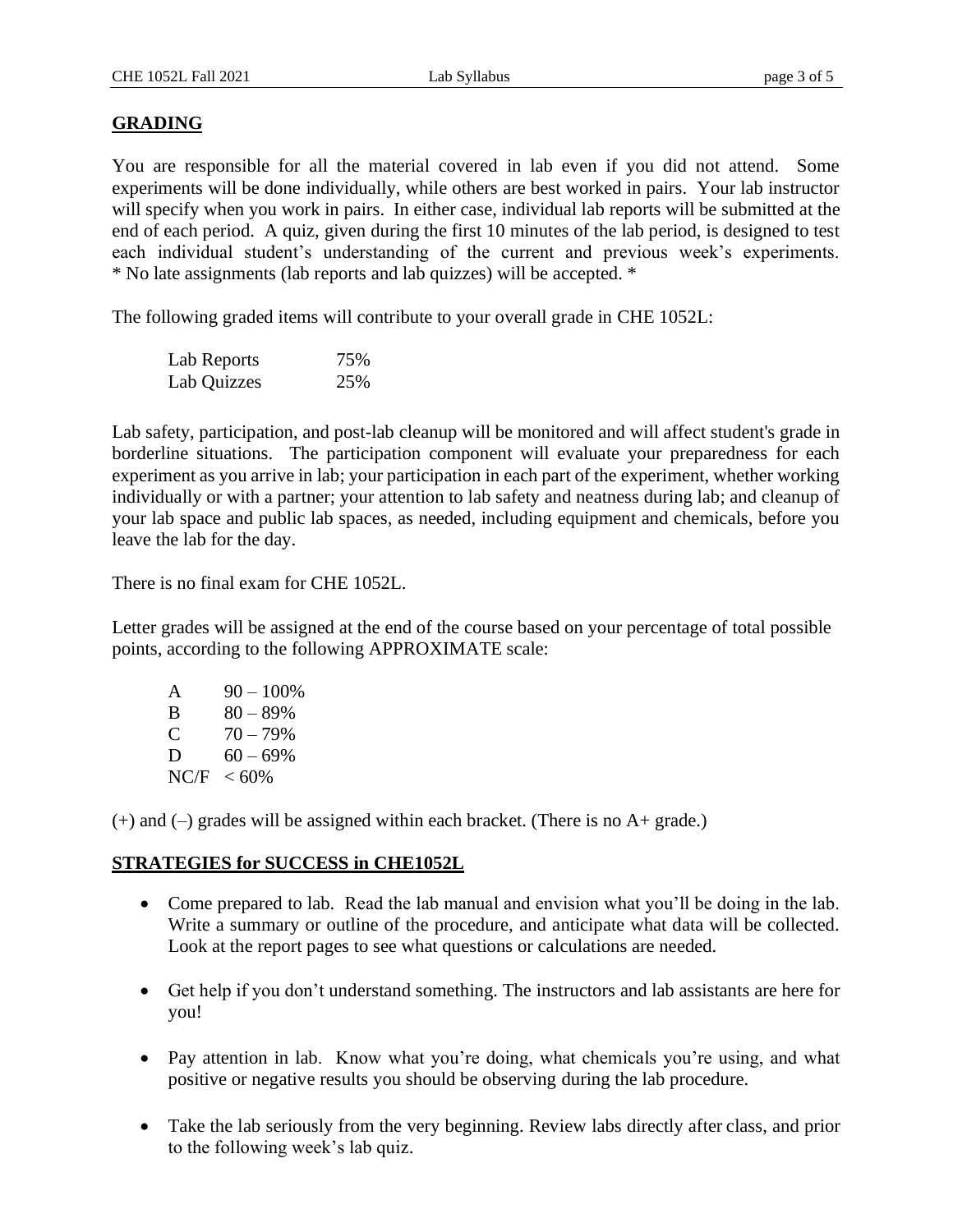## GRADING

You are responsible for all the material covered in lab even if you did not attend. Some experiments will be done individually, while others are best worked in pairs. Your lab instructor will specify when you work in pairs. In either case, individual lab reports will be submitted at the end of each period. A quiz, given during the first 10 minutes of the lab period, is designed to test each individual student's understanding of the current and previous week's experiments. * No late assignments (lab reports and lab quizzes) will be accepted. *

The following graded items will contribute to your overall grade in CHE 1052L:

| | |
|---|---|
| Lab Reports | 75% |
| Lab Quizzes | 25% |

Lab safety, participation, and post-lab cleanup will be monitored and will affect student's grade in borderline situations. The participation component will evaluate your preparedness for each experiment as you arrive in lab; your participation in each part of the experiment, whether working individually or with a partner; your attention to lab safety and neatness during lab; and cleanup of your lab space and public lab spaces, as needed, including equipment and chemicals, before you leave the lab for the day.

There is no final exam for CHE 1052L.

Letter grades will be assigned at the end of the course based on your percentage of total possible points, according to the following APPROXIMATE scale:

| | |
|---|---|
| A | 90 – 100% |
| B | 80 – 89% |
| C | 70 – 79% |
| D | 60 – 69% |
| NC/F | < 60% |

(+) and (–) grades will be assigned within each bracket. (There is no A+ grade.)

## STRATEGIES for SUCCESS in CHE1052L

- Come prepared to lab. Read the lab manual and envision what you'll be doing in the lab. Write a summary or outline of the procedure, and anticipate what data will be collected. Look at the report pages to see what questions or calculations are needed.
- Get help if you don't understand something. The instructors and lab assistants are here for you!
- Pay attention in lab. Know what you're doing, what chemicals you're using, and what positive or negative results you should be observing during the lab procedure.
- Take the lab seriously from the very beginning. Review labs directly after class, and prior to the following week's lab quiz.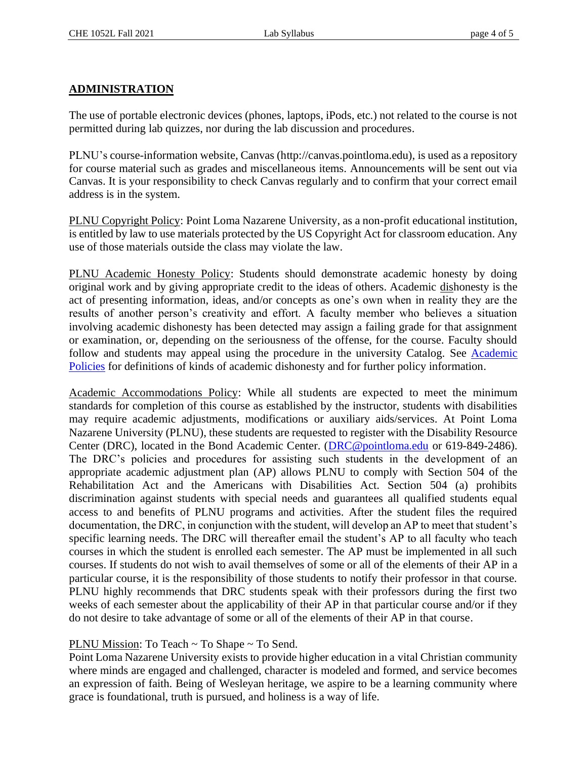## ADMINISTRATION

The use of portable electronic devices (phones, laptops, iPods, etc.) not related to the course is not permitted during lab quizzes, nor during the lab discussion and procedures.

PLNU's course-information website, Canvas (http://canvas.pointloma.edu), is used as a repository for course material such as grades and miscellaneous items. Announcements will be sent out via Canvas. It is your responsibility to check Canvas regularly and to confirm that your correct email address is in the system.

PLNU Copyright Policy: Point Loma Nazarene University, as a non-profit educational institution, is entitled by law to use materials protected by the US Copyright Act for classroom education. Any use of those materials outside the class may violate the law.

PLNU Academic Honesty Policy: Students should demonstrate academic honesty by doing original work and by giving appropriate credit to the ideas of others. Academic dishonesty is the act of presenting information, ideas, and/or concepts as one's own when in reality they are the results of another person's creativity and effort. A faculty member who believes a situation involving academic dishonesty has been detected may assign a failing grade for that assignment or examination, or, depending on the seriousness of the offense, for the course. Faculty should follow and students may appeal using the procedure in the university Catalog. See Academic Policies for definitions of kinds of academic dishonesty and for further policy information.

Academic Accommodations Policy: While all students are expected to meet the minimum standards for completion of this course as established by the instructor, students with disabilities may require academic adjustments, modifications or auxiliary aids/services. At Point Loma Nazarene University (PLNU), these students are requested to register with the Disability Resource Center (DRC), located in the Bond Academic Center. (DRC@pointloma.edu or 619-849-2486). The DRC's policies and procedures for assisting such students in the development of an appropriate academic adjustment plan (AP) allows PLNU to comply with Section 504 of the Rehabilitation Act and the Americans with Disabilities Act. Section 504 (a) prohibits discrimination against students with special needs and guarantees all qualified students equal access to and benefits of PLNU programs and activities. After the student files the required documentation, the DRC, in conjunction with the student, will develop an AP to meet that student's specific learning needs. The DRC will thereafter email the student's AP to all faculty who teach courses in which the student is enrolled each semester. The AP must be implemented in all such courses. If students do not wish to avail themselves of some or all of the elements of their AP in a particular course, it is the responsibility of those students to notify their professor in that course. PLNU highly recommends that DRC students speak with their professors during the first two weeks of each semester about the applicability of their AP in that particular course and/or if they do not desire to take advantage of some or all of the elements of their AP in that course.

PLNU Mission: To Teach ~ To Shape ~ To Send.
Point Loma Nazarene University exists to provide higher education in a vital Christian community where minds are engaged and challenged, character is modeled and formed, and service becomes an expression of faith. Being of Wesleyan heritage, we aspire to be a learning community where grace is foundational, truth is pursued, and holiness is a way of life.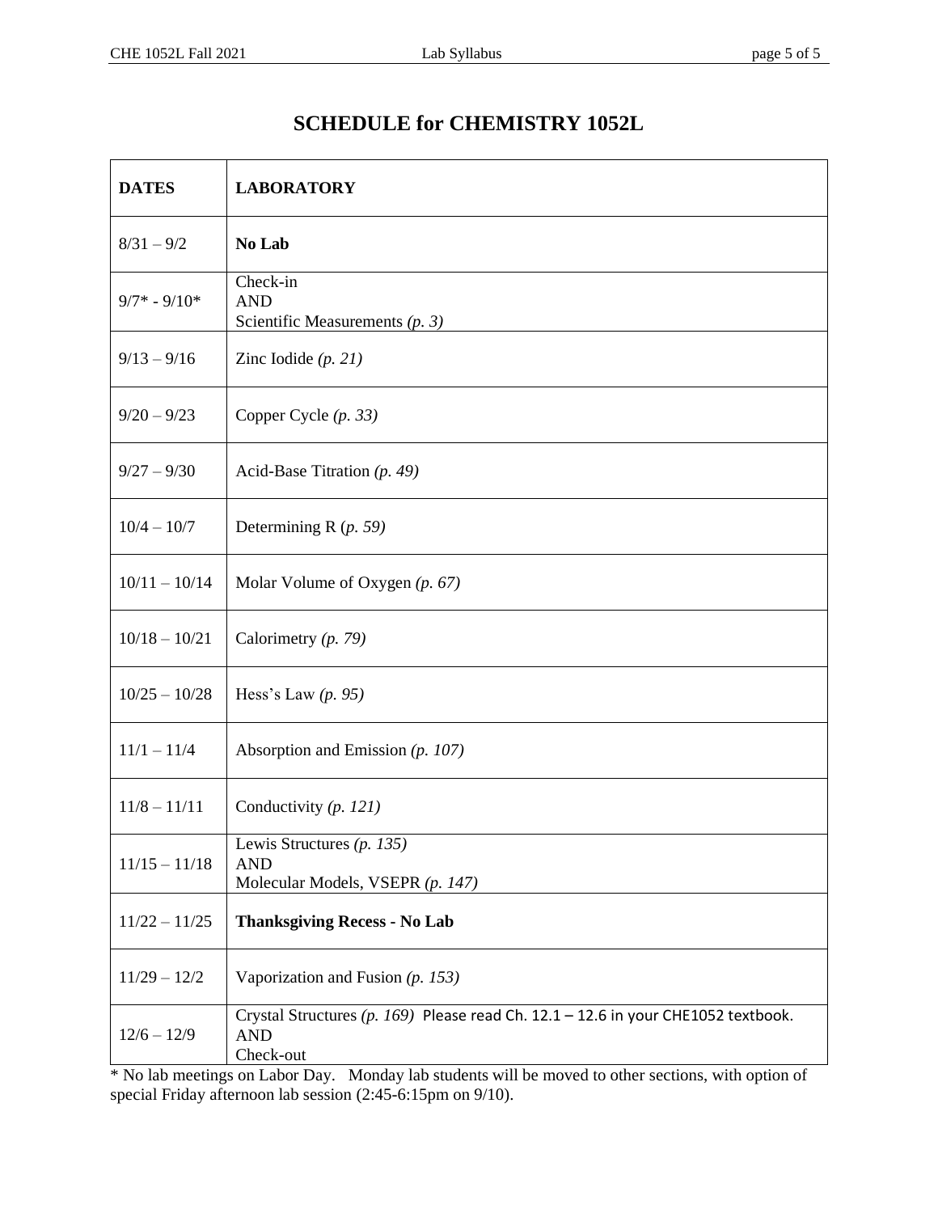# SCHEDULE for CHEMISTRY 1052L

| **DATES** | **LABORATORY** |
|---|---|
| 8/31 – 9/2 | **No Lab** |
| 9/7* - 9/10* | Check-in<br>AND<br>Scientific Measurements *(p. 3)* |
| 9/13 – 9/16 | Zinc Iodide *(p. 21)* |
| 9/20 – 9/23 | Copper Cycle *(p. 33)* |
| 9/27 – 9/30 | Acid-Base Titration *(p. 49)* |
| 10/4 – 10/7 | Determining R (*p. 59)* |
| 10/11 – 10/14 | Molar Volume of Oxygen *(p. 67)* |
| 10/18 – 10/21 | Calorimetry *(p. 79)* |
| 10/25 – 10/28 | Hess's Law *(p. 95)* |
| 11/1 – 11/4 | Absorption and Emission *(p. 107)* |
| 11/8 – 11/11 | Conductivity *(p. 121)* |
| 11/15 – 11/18 | Lewis Structures *(p. 135)*<br>AND<br>Molecular Models, VSEPR *(p. 147)* |
| 11/22 – 11/25 | **Thanksgiving Recess - No Lab** |
| 11/29 – 12/2 | Vaporization and Fusion *(p. 153)* |
| 12/6 – 12/9 | Crystal Structures *(p. 169)* Please read Ch. 12.1 – 12.6 in your CHE1052 textbook.<br>AND<br>Check-out |

* No lab meetings on Labor Day. Monday lab students will be moved to other sections, with option of special Friday afternoon lab session (2:45-6:15pm on 9/10).